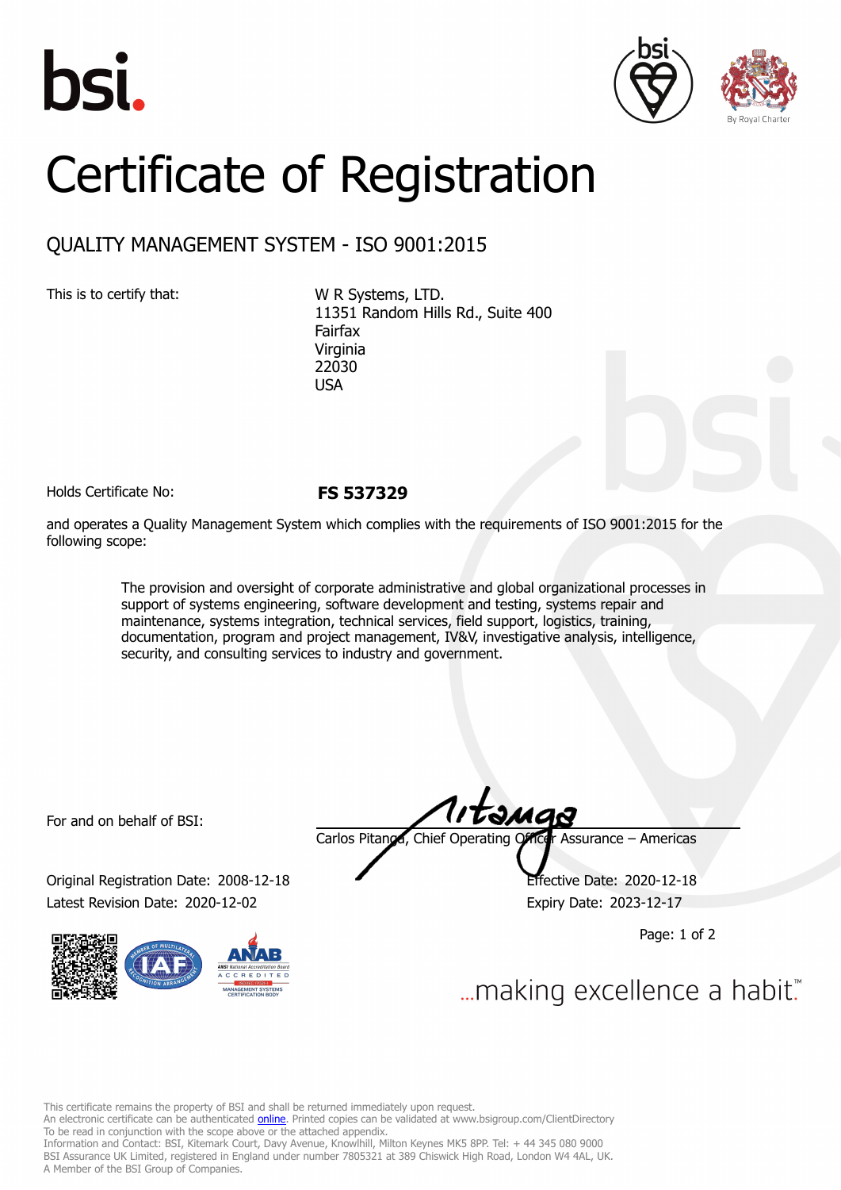# Certificate of Registration

## QUALITY MANAGEMENT SYSTEM - ISO 9001:2015

This is to certify that:

W R Systems, LTD.
11351 Random Hills Rd., Suite 400
Fairfax
Virginia
22030
USA

Holds Certificate No: **FS 537329**

and operates a Quality Management System which complies with the requirements of ISO 9001:2015 for the following scope:

> The provision and oversight of corporate administrative and global organizational processes in support of systems engineering, software development and testing, systems repair and maintenance, systems integration, technical services, field support, logistics, training, documentation, program and project management, IV&V, investigative analysis, intelligence, security, and consulting services to industry and government.

For and on behalf of BSI:

Carlos Pitanga, Chief Operating Officer Assurance – Americas

Original Registration Date: 2008-12-18
Latest Revision Date: 2020-12-02

Effective Date: 2020-12-18
Expiry Date: 2023-12-17

...making excellence a habit.™

This certificate remains the property of BSI and shall be returned immediately upon request.
An electronic certificate can be authenticated online. Printed copies can be validated at www.bsigroup.com/ClientDirectory
To be read in conjunction with the scope above or the attached appendix.
Information and Contact: BSI, Kitemark Court, Davy Avenue, Knowlhill, Milton Keynes MK5 8PP. Tel: + 44 345 080 9000
BSI Assurance UK Limited, registered in England under number 7805321 at 389 Chiswick High Road, London W4 4AL, UK.
A Member of the BSI Group of Companies.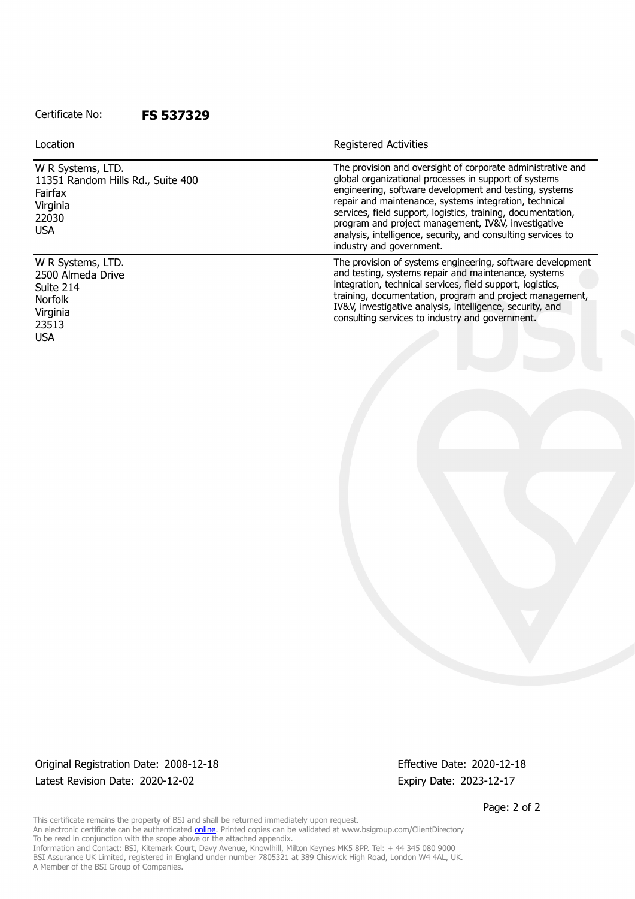Certificate No: **FS 537329**

| Location | Registered Activities |
| --- | --- |
| W R Systems, LTD.<br>11351 Random Hills Rd., Suite 400<br>Fairfax<br>Virginia<br>22030<br>USA | The provision and oversight of corporate administrative and global organizational processes in support of systems engineering, software development and testing, systems repair and maintenance, systems integration, technical services, field support, logistics, training, documentation, program and project management, IV&V, investigative analysis, intelligence, security, and consulting services to industry and government. |
| W R Systems, LTD.<br>2500 Almeda Drive<br>Suite 214<br>Norfolk<br>Virginia<br>23513<br>USA | The provision of systems engineering, software development and testing, systems repair and maintenance, systems integration, technical services, field support, logistics, training, documentation, program and project management, IV&V, investigative analysis, intelligence, security, and consulting services to industry and government. |

Original Registration Date: 2008-12-18
Latest Revision Date: 2020-12-02

Effective Date: 2020-12-18
Expiry Date: 2023-12-17

This certificate remains the property of BSI and shall be returned immediately upon request.
An electronic certificate can be authenticated online. Printed copies can be validated at www.bsigroup.com/ClientDirectory
To be read in conjunction with the scope above or the attached appendix.
Information and Contact: BSI, Kitemark Court, Davy Avenue, Knowlhill, Milton Keynes MK5 8PP. Tel: + 44 345 080 9000
BSI Assurance UK Limited, registered in England under number 7805321 at 389 Chiswick High Road, London W4 4AL, UK.
A Member of the BSI Group of Companies.